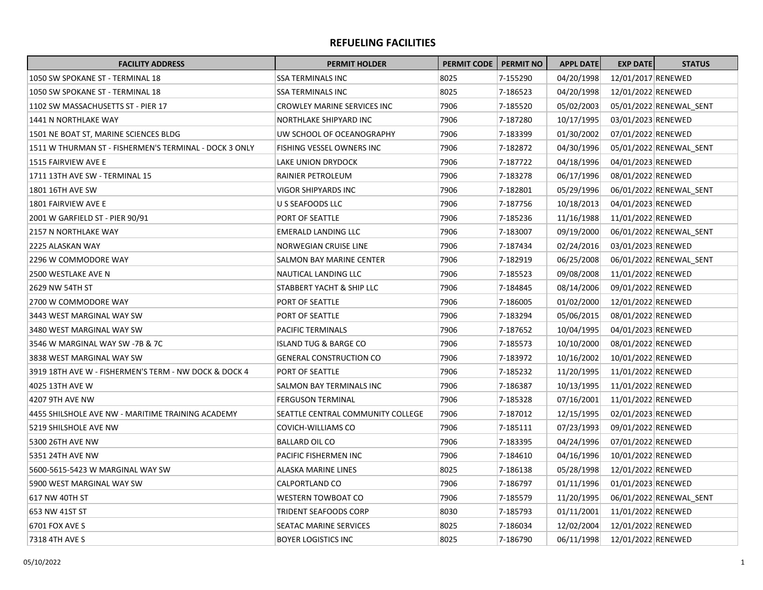## REFUELING FACILITIES

| FACILITY ADDRESS | PERMIT HOLDER | PERMIT CODE | PERMIT NO | APPL DATE | EXP DATE | STATUS |
|---|---|---|---|---|---|---|
| 1050 SW SPOKANE ST - TERMINAL 18 | SSA TERMINALS INC | 8025 | 7-155290 | 04/20/1998 | 12/01/2017 | RENEWED |
| 1050 SW SPOKANE ST - TERMINAL 18 | SSA TERMINALS INC | 8025 | 7-186523 | 04/20/1998 | 12/01/2022 | RENEWED |
| 1102 SW MASSACHUSETTS ST - PIER 17 | CROWLEY MARINE SERVICES INC | 7906 | 7-185520 | 05/02/2003 | 05/01/2022 | RENEWAL_SENT |
| 1441 N NORTHLAKE WAY | NORTHLAKE SHIPYARD INC | 7906 | 7-187280 | 10/17/1995 | 03/01/2023 | RENEWED |
| 1501 NE BOAT ST, MARINE SCIENCES BLDG | UW SCHOOL OF OCEANOGRAPHY | 7906 | 7-183399 | 01/30/2002 | 07/01/2022 | RENEWED |
| 1511 W THURMAN ST - FISHERMEN'S TERMINAL - DOCK 3 ONLY | FISHING VESSEL OWNERS INC | 7906 | 7-182872 | 04/30/1996 | 05/01/2022 | RENEWAL_SENT |
| 1515 FAIRVIEW AVE E | LAKE UNION DRYDOCK | 7906 | 7-187722 | 04/18/1996 | 04/01/2023 | RENEWED |
| 1711 13TH AVE SW - TERMINAL 15 | RAINIER PETROLEUM | 7906 | 7-183278 | 06/17/1996 | 08/01/2022 | RENEWED |
| 1801 16TH AVE SW | VIGOR SHIPYARDS INC | 7906 | 7-182801 | 05/29/1996 | 06/01/2022 | RENEWAL_SENT |
| 1801 FAIRVIEW AVE E | U S SEAFOODS LLC | 7906 | 7-187756 | 10/18/2013 | 04/01/2023 | RENEWED |
| 2001 W GARFIELD ST - PIER 90/91 | PORT OF SEATTLE | 7906 | 7-185236 | 11/16/1988 | 11/01/2022 | RENEWED |
| 2157 N NORTHLAKE WAY | EMERALD LANDING LLC | 7906 | 7-183007 | 09/19/2000 | 06/01/2022 | RENEWAL_SENT |
| 2225 ALASKAN WAY | NORWEGIAN CRUISE LINE | 7906 | 7-187434 | 02/24/2016 | 03/01/2023 | RENEWED |
| 2296 W COMMODORE WAY | SALMON BAY MARINE CENTER | 7906 | 7-182919 | 06/25/2008 | 06/01/2022 | RENEWAL_SENT |
| 2500 WESTLAKE AVE N | NAUTICAL LANDING LLC | 7906 | 7-185523 | 09/08/2008 | 11/01/2022 | RENEWED |
| 2629 NW 54TH ST | STABBERT YACHT & SHIP LLC | 7906 | 7-184845 | 08/14/2006 | 09/01/2022 | RENEWED |
| 2700 W COMMODORE WAY | PORT OF SEATTLE | 7906 | 7-186005 | 01/02/2000 | 12/01/2022 | RENEWED |
| 3443 WEST MARGINAL WAY SW | PORT OF SEATTLE | 7906 | 7-183294 | 05/06/2015 | 08/01/2022 | RENEWED |
| 3480 WEST MARGINAL WAY SW | PACIFIC TERMINALS | 7906 | 7-187652 | 10/04/1995 | 04/01/2023 | RENEWED |
| 3546 W MARGINAL WAY SW -7B & 7C | ISLAND TUG & BARGE CO | 7906 | 7-185573 | 10/10/2000 | 08/01/2022 | RENEWED |
| 3838 WEST MARGINAL WAY SW | GENERAL CONSTRUCTION CO | 7906 | 7-183972 | 10/16/2002 | 10/01/2022 | RENEWED |
| 3919 18TH AVE W - FISHERMEN'S TERM - NW DOCK & DOCK 4 | PORT OF SEATTLE | 7906 | 7-185232 | 11/20/1995 | 11/01/2022 | RENEWED |
| 4025 13TH AVE W | SALMON BAY TERMINALS INC | 7906 | 7-186387 | 10/13/1995 | 11/01/2022 | RENEWED |
| 4207 9TH AVE NW | FERGUSON TERMINAL | 7906 | 7-185328 | 07/16/2001 | 11/01/2022 | RENEWED |
| 4455 SHILSHOLE AVE NW - MARITIME TRAINING ACADEMY | SEATTLE CENTRAL COMMUNITY COLLEGE | 7906 | 7-187012 | 12/15/1995 | 02/01/2023 | RENEWED |
| 5219 SHILSHOLE AVE NW | COVICH-WILLIAMS CO | 7906 | 7-185111 | 07/23/1993 | 09/01/2022 | RENEWED |
| 5300 26TH AVE NW | BALLARD OIL CO | 7906 | 7-183395 | 04/24/1996 | 07/01/2022 | RENEWED |
| 5351 24TH AVE NW | PACIFIC FISHERMEN INC | 7906 | 7-184610 | 04/16/1996 | 10/01/2022 | RENEWED |
| 5600-5615-5423 W MARGINAL WAY SW | ALASKA MARINE LINES | 8025 | 7-186138 | 05/28/1998 | 12/01/2022 | RENEWED |
| 5900 WEST MARGINAL WAY SW | CALPORTLAND CO | 7906 | 7-186797 | 01/11/1996 | 01/01/2023 | RENEWED |
| 617 NW 40TH ST | WESTERN TOWBOAT CO | 7906 | 7-185579 | 11/20/1995 | 06/01/2022 | RENEWAL_SENT |
| 653 NW 41ST ST | TRIDENT SEAFOODS CORP | 8030 | 7-185793 | 01/11/2001 | 11/01/2022 | RENEWED |
| 6701 FOX AVE S | SEATAC MARINE SERVICES | 8025 | 7-186034 | 12/02/2004 | 12/01/2022 | RENEWED |
| 7318 4TH AVE S | BOYER LOGISTICS INC | 8025 | 7-186790 | 06/11/1998 | 12/01/2022 | RENEWED |

05/10/2022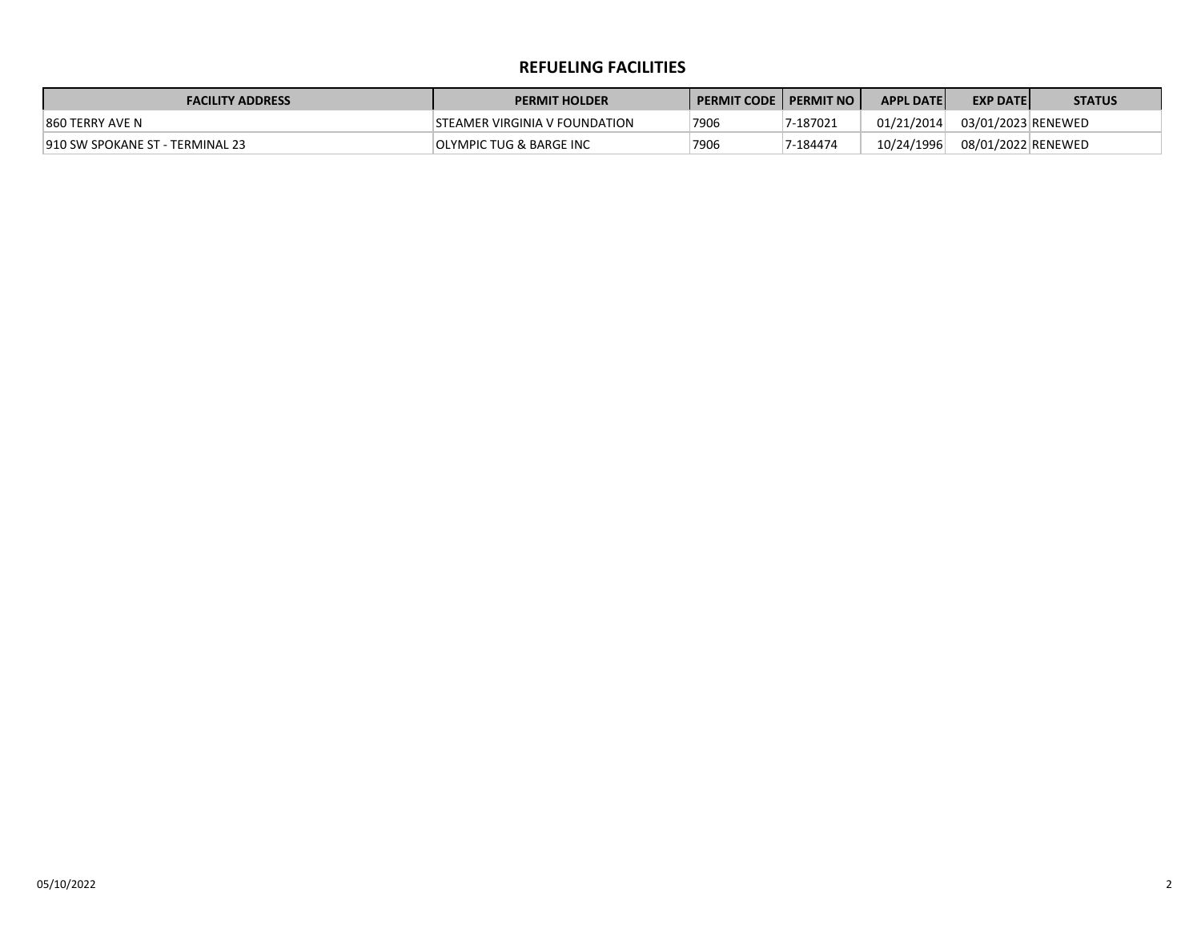## REFUELING FACILITIES

| FACILITY ADDRESS | PERMIT HOLDER | PERMIT CODE | PERMIT NO | APPL DATE | EXP DATE | STATUS |
|---|---|---|---|---|---|---|
| 860 TERRY AVE N | STEAMER VIRGINIA V FOUNDATION | 7906 | 7-187021 | 01/21/2014 | 03/01/2023 | RENEWED |
| 910 SW SPOKANE ST - TERMINAL 23 | OLYMPIC TUG & BARGE INC | 7906 | 7-184474 | 10/24/1996 | 08/01/2022 | RENEWED |